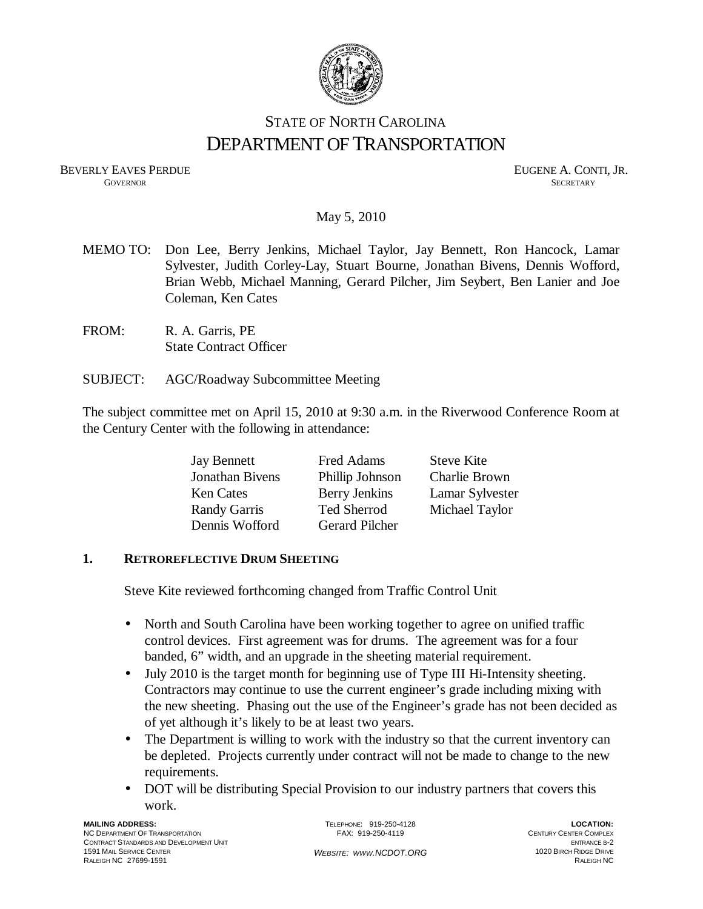STATE OF NORTH CAROLINA
# DEPARTMENT OF TRANSPORTATION

BEVERLY EAVES PERDUE
GOVERNOR

EUGENE A. CONTI, JR.
SECRETARY

May 5, 2010

MEMO TO: Don Lee, Berry Jenkins, Michael Taylor, Jay Bennett, Ron Hancock, Lamar Sylvester, Judith Corley-Lay, Stuart Bourne, Jonathan Bivens, Dennis Wofford, Brian Webb, Michael Manning, Gerard Pilcher, Jim Seybert, Ben Lanier and Joe Coleman, Ken Cates

FROM: R. A. Garris, PE
State Contract Officer

SUBJECT: AGC/Roadway Subcommittee Meeting

The subject committee met on April 15, 2010 at 9:30 a.m. in the Riverwood Conference Room at the Century Center with the following in attendance:

| | | |
|---|---|---|
| Jay Bennett | Fred Adams | Steve Kite |
| Jonathan Bivens | Phillip Johnson | Charlie Brown |
| Ken Cates | Berry Jenkins | Lamar Sylvester |
| Randy Garris | Ted Sherrod | Michael Taylor |
| Dennis Wofford | Gerard Pilcher | |

## 1. RETROREFLECTIVE DRUM SHEETING

Steve Kite reviewed forthcoming changed from Traffic Control Unit

- North and South Carolina have been working together to agree on unified traffic control devices. First agreement was for drums. The agreement was for a four banded, 6" width, and an upgrade in the sheeting material requirement.
- July 2010 is the target month for beginning use of Type III Hi-Intensity sheeting. Contractors may continue to use the current engineer's grade including mixing with the new sheeting. Phasing out the use of the Engineer's grade has not been decided as of yet although it's likely to be at least two years.
- The Department is willing to work with the industry so that the current inventory can be depleted. Projects currently under contract will not be made to change to the new requirements.
- DOT will be distributing Special Provision to our industry partners that covers this work.

MAILING ADDRESS:
NC DEPARTMENT OF TRANSPORTATION
CONTRACT STANDARDS AND DEVELOPMENT UNIT
1591 MAIL SERVICE CENTER
RALEIGH NC 27699-1591

TELEPHONE: 919-250-4128
FAX: 919-250-4119

WEBSITE: WWW.NCDOT.ORG

LOCATION:
CENTURY CENTER COMPLEX
ENTRANCE B-2
1020 BIRCH RIDGE DRIVE
RALEIGH NC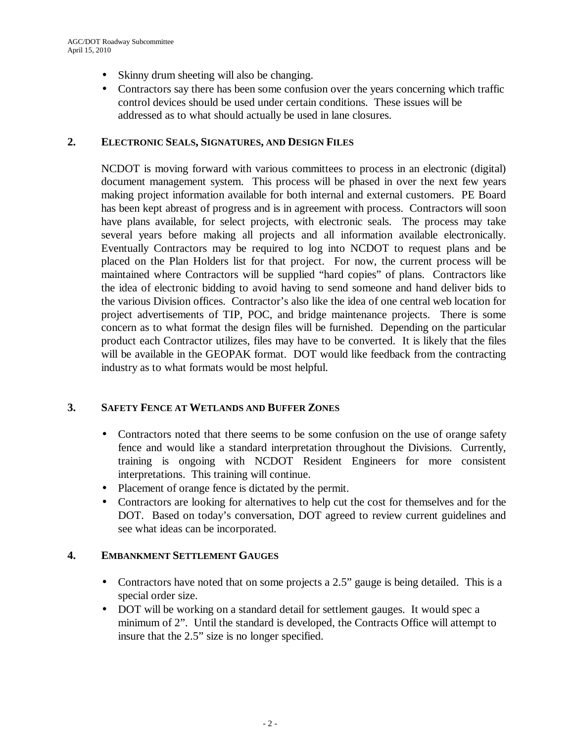- Skinny drum sheeting will also be changing.
- Contractors say there has been some confusion over the years concerning which traffic control devices should be used under certain conditions. These issues will be addressed as to what should actually be used in lane closures.

## 2. ELECTRONIC SEALS, SIGNATURES, AND DESIGN FILES

NCDOT is moving forward with various committees to process in an electronic (digital) document management system. This process will be phased in over the next few years making project information available for both internal and external customers. PE Board has been kept abreast of progress and is in agreement with process. Contractors will soon have plans available, for select projects, with electronic seals. The process may take several years before making all projects and all information available electronically. Eventually Contractors may be required to log into NCDOT to request plans and be placed on the Plan Holders list for that project. For now, the current process will be maintained where Contractors will be supplied "hard copies" of plans. Contractors like the idea of electronic bidding to avoid having to send someone and hand deliver bids to the various Division offices. Contractor's also like the idea of one central web location for project advertisements of TIP, POC, and bridge maintenance projects. There is some concern as to what format the design files will be furnished. Depending on the particular product each Contractor utilizes, files may have to be converted. It is likely that the files will be available in the GEOPAK format. DOT would like feedback from the contracting industry as to what formats would be most helpful.

## 3. SAFETY FENCE AT WETLANDS AND BUFFER ZONES

- Contractors noted that there seems to be some confusion on the use of orange safety fence and would like a standard interpretation throughout the Divisions. Currently, training is ongoing with NCDOT Resident Engineers for more consistent interpretations. This training will continue.
- Placement of orange fence is dictated by the permit.
- Contractors are looking for alternatives to help cut the cost for themselves and for the DOT. Based on today's conversation, DOT agreed to review current guidelines and see what ideas can be incorporated.

## 4. EMBANKMENT SETTLEMENT GAUGES

- Contractors have noted that on some projects a 2.5" gauge is being detailed. This is a special order size.
- DOT will be working on a standard detail for settlement gauges. It would spec a minimum of 2". Until the standard is developed, the Contracts Office will attempt to insure that the 2.5" size is no longer specified.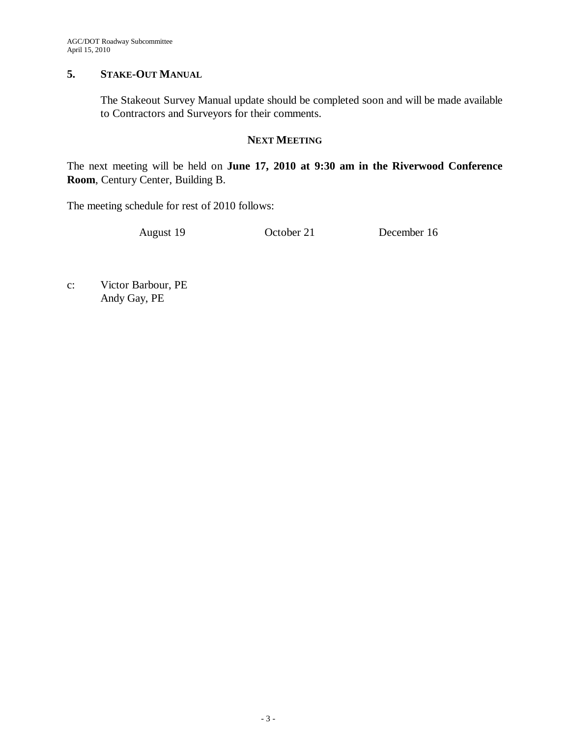## 5. STAKE-OUT MANUAL

The Stakeout Survey Manual update should be completed soon and will be made available to Contractors and Surveyors for their comments.

### NEXT MEETING

The next meeting will be held on **June 17, 2010 at 9:30 am in the Riverwood Conference Room**, Century Center, Building B.

The meeting schedule for rest of 2010 follows:

| | | |
|---|---|---|
| August 19 | October 21 | December 16 |

c: Victor Barbour, PE
Andy Gay, PE